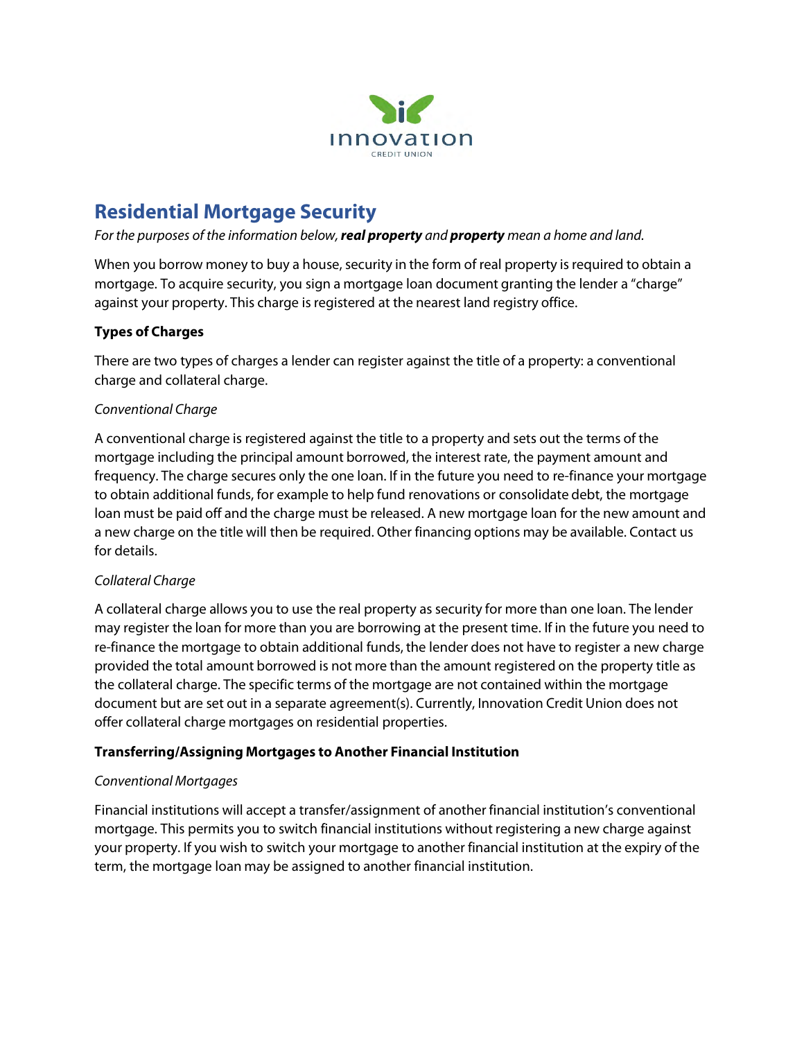# Residential Mortgage Security

*For the purposes of the information below, **real property** and **property** mean a home and land.*

When you borrow money to buy a house, security in the form of real property is required to obtain a mortgage. To acquire security, you sign a mortgage loan document granting the lender a "charge" against your property. This charge is registered at the nearest land registry office.

### Types of Charges

There are two types of charges a lender can register against the title of a property: a conventional charge and collateral charge.

*Conventional Charge*

A conventional charge is registered against the title to a property and sets out the terms of the mortgage including the principal amount borrowed, the interest rate, the payment amount and frequency. The charge secures only the one loan. If in the future you need to re-finance your mortgage to obtain additional funds, for example to help fund renovations or consolidate debt, the mortgage loan must be paid off and the charge must be released. A new mortgage loan for the new amount and a new charge on the title will then be required. Other financing options may be available. Contact us for details.

*Collateral Charge*

A collateral charge allows you to use the real property as security for more than one loan. The lender may register the loan for more than you are borrowing at the present time. If in the future you need to re-finance the mortgage to obtain additional funds, the lender does not have to register a new charge provided the total amount borrowed is not more than the amount registered on the property title as the collateral charge. The specific terms of the mortgage are not contained within the mortgage document but are set out in a separate agreement(s). Currently, Innovation Credit Union does not offer collateral charge mortgages on residential properties.

### Transferring/Assigning Mortgages to Another Financial Institution

*Conventional Mortgages*

Financial institutions will accept a transfer/assignment of another financial institution's conventional mortgage. This permits you to switch financial institutions without registering a new charge against your property. If you wish to switch your mortgage to another financial institution at the expiry of the term, the mortgage loan may be assigned to another financial institution.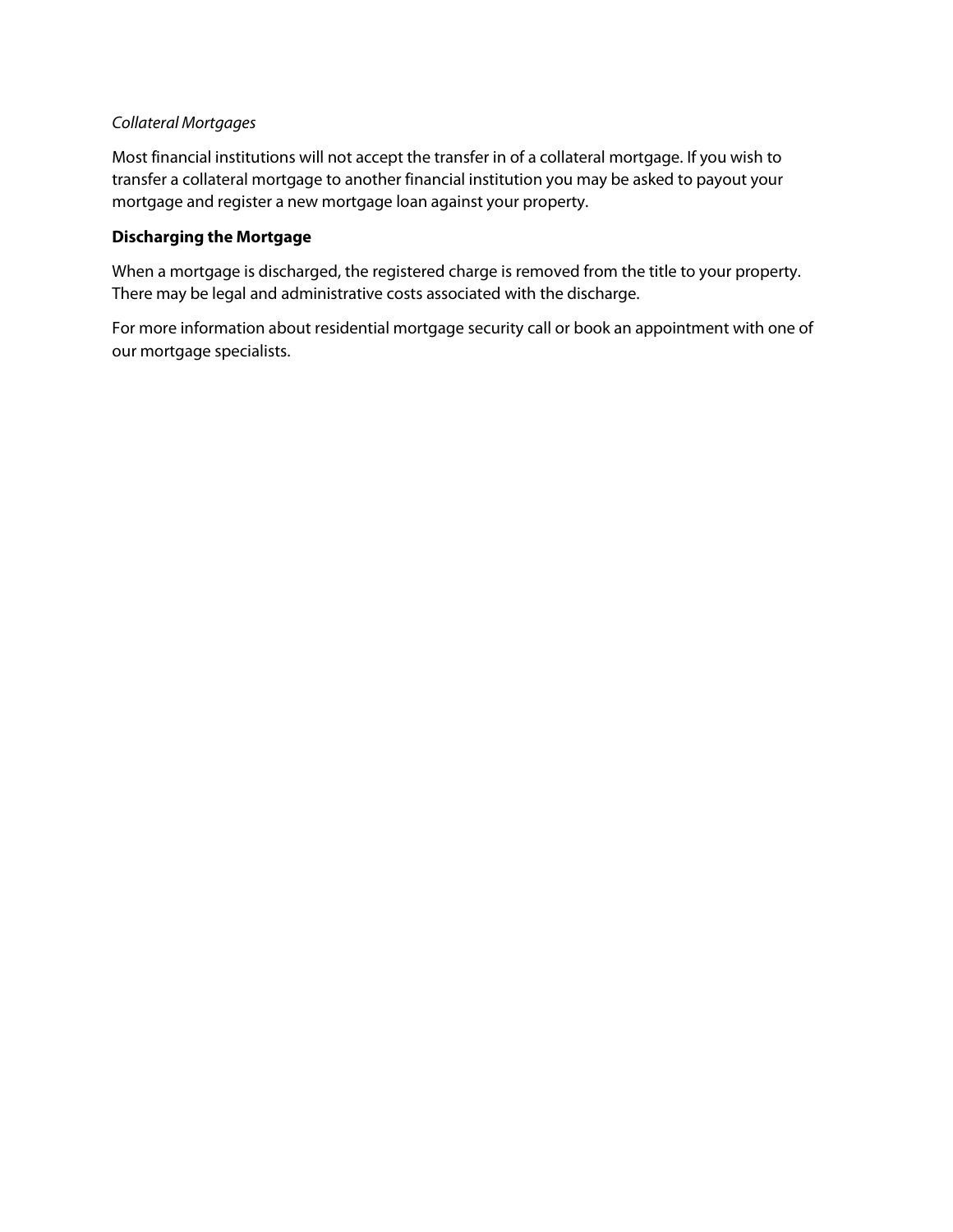*Collateral Mortgages*

Most financial institutions will not accept the transfer in of a collateral mortgage. If you wish to transfer a collateral mortgage to another financial institution you may be asked to payout your mortgage and register a new mortgage loan against your property.

**Discharging the Mortgage**

When a mortgage is discharged, the registered charge is removed from the title to your property. There may be legal and administrative costs associated with the discharge.

For more information about residential mortgage security call or book an appointment with one of our mortgage specialists.